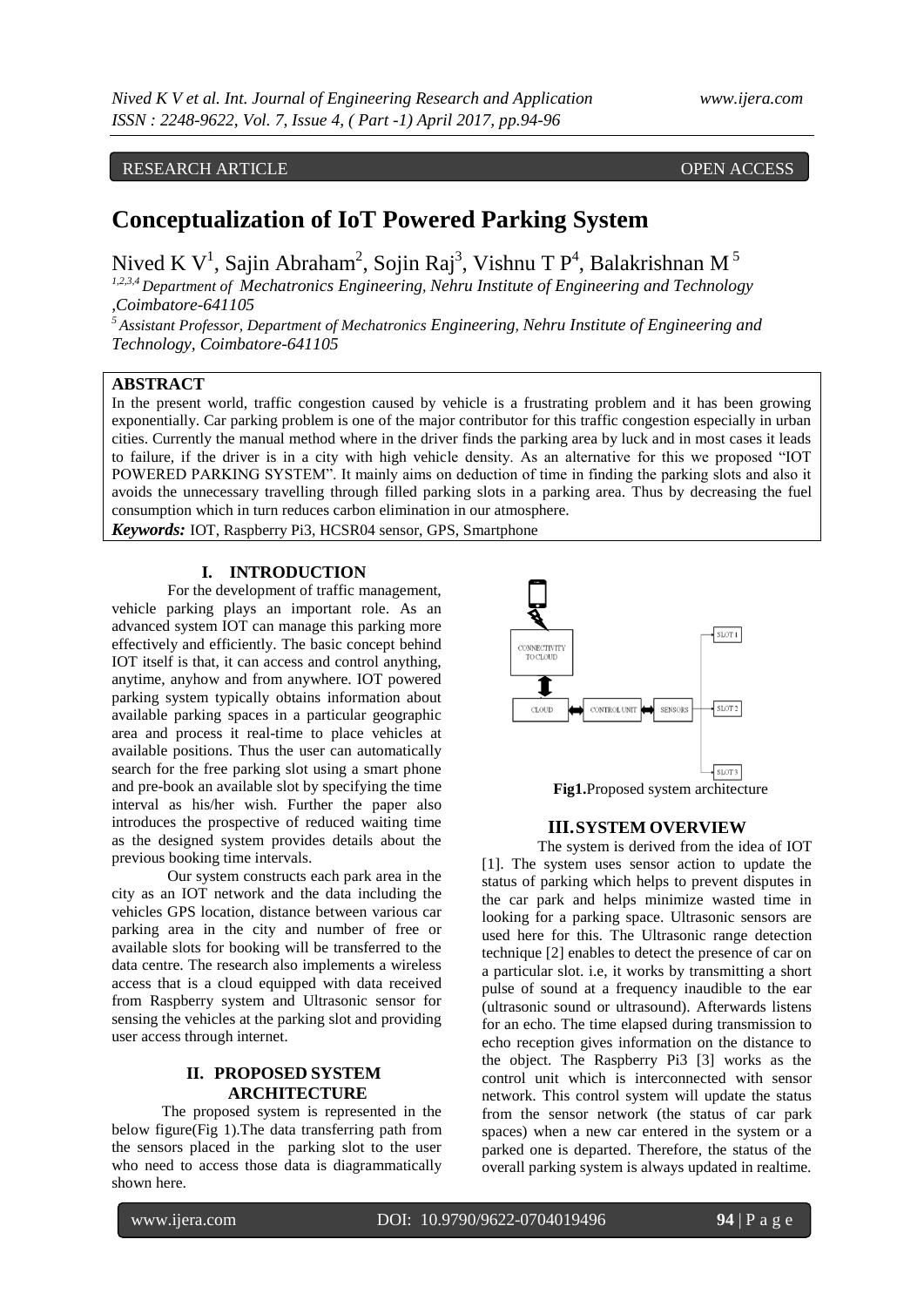RESEARCH ARTICLE OPEN ACCESS

# Conceptualization of IoT Powered Parking System

Nived K V[1], Sajin Abraham[2], Sojin Raj[3], Vishnu T P[4], Balakrishnan M [5]

[1,2,3,4] Department of Mechatronics Engineering, Nehru Institute of Engineering and Technology ,Coimbatore-641105

[5] Assistant Professor, Department of Mechatronics Engineering, Nehru Institute of Engineering and Technology, Coimbatore-641105

## ABSTRACT

In the present world, traffic congestion caused by vehicle is a frustrating problem and it has been growing exponentially. Car parking problem is one of the major contributor for this traffic congestion especially in urban cities. Currently the manual method where in the driver finds the parking area by luck and in most cases it leads to failure, if the driver is in a city with high vehicle density. As an alternative for this we proposed "IOT POWERED PARKING SYSTEM". It mainly aims on deduction of time in finding the parking slots and also it avoids the unnecessary travelling through filled parking slots in a parking area. Thus by decreasing the fuel consumption which in turn reduces carbon elimination in our atmosphere.

***Keywords:*** IOT, Raspberry Pi3, HCSR04 sensor, GPS, Smartphone

## I. INTRODUCTION

For the development of traffic management, vehicle parking plays an important role. As an advanced system IOT can manage this parking more effectively and efficiently. The basic concept behind IOT itself is that, it can access and control anything, anytime, anyhow and from anywhere. IOT powered parking system typically obtains information about available parking spaces in a particular geographic area and process it real-time to place vehicles at available positions. Thus the user can automatically search for the free parking slot using a smart phone and pre-book an available slot by specifying the time interval as his/her wish. Further the paper also introduces the prospective of reduced waiting time as the designed system provides details about the previous booking time intervals.

Our system constructs each park area in the city as an IOT network and the data including the vehicles GPS location, distance between various car parking area in the city and number of free or available slots for booking will be transferred to the data centre. The research also implements a wireless access that is a cloud equipped with data received from Raspberry system and Ultrasonic sensor for sensing the vehicles at the parking slot and providing user access through internet.

## II. PROPOSED SYSTEM ARCHITECTURE

The proposed system is represented in the below figure(Fig 1).The data transferring path from the sensors placed in the parking slot to the user who need to access those data is diagrammatically shown here.

CONNECTIVITY TO CLOUD
CLOUD
CONTROL UNIT
SENSORS
SLOT 1
SLOT 2
SLOT 3

**Fig1.**Proposed system architecture

## III. SYSTEM OVERVIEW

The system is derived from the idea of IOT [1]. The system uses sensor action to update the status of parking which helps to prevent disputes in the car park and helps minimize wasted time in looking for a parking space. Ultrasonic sensors are used here for this. The Ultrasonic range detection technique [2] enables to detect the presence of car on a particular slot. i.e, it works by transmitting a short pulse of sound at a frequency inaudible to the ear (ultrasonic sound or ultrasound). Afterwards listens for an echo. The time elapsed during transmission to echo reception gives information on the distance to the object. The Raspberry Pi3 [3] works as the control unit which is interconnected with sensor network. This control system will update the status from the sensor network (the status of car park spaces) when a new car entered in the system or a parked one is departed. Therefore, the status of the overall parking system is always updated in realtime.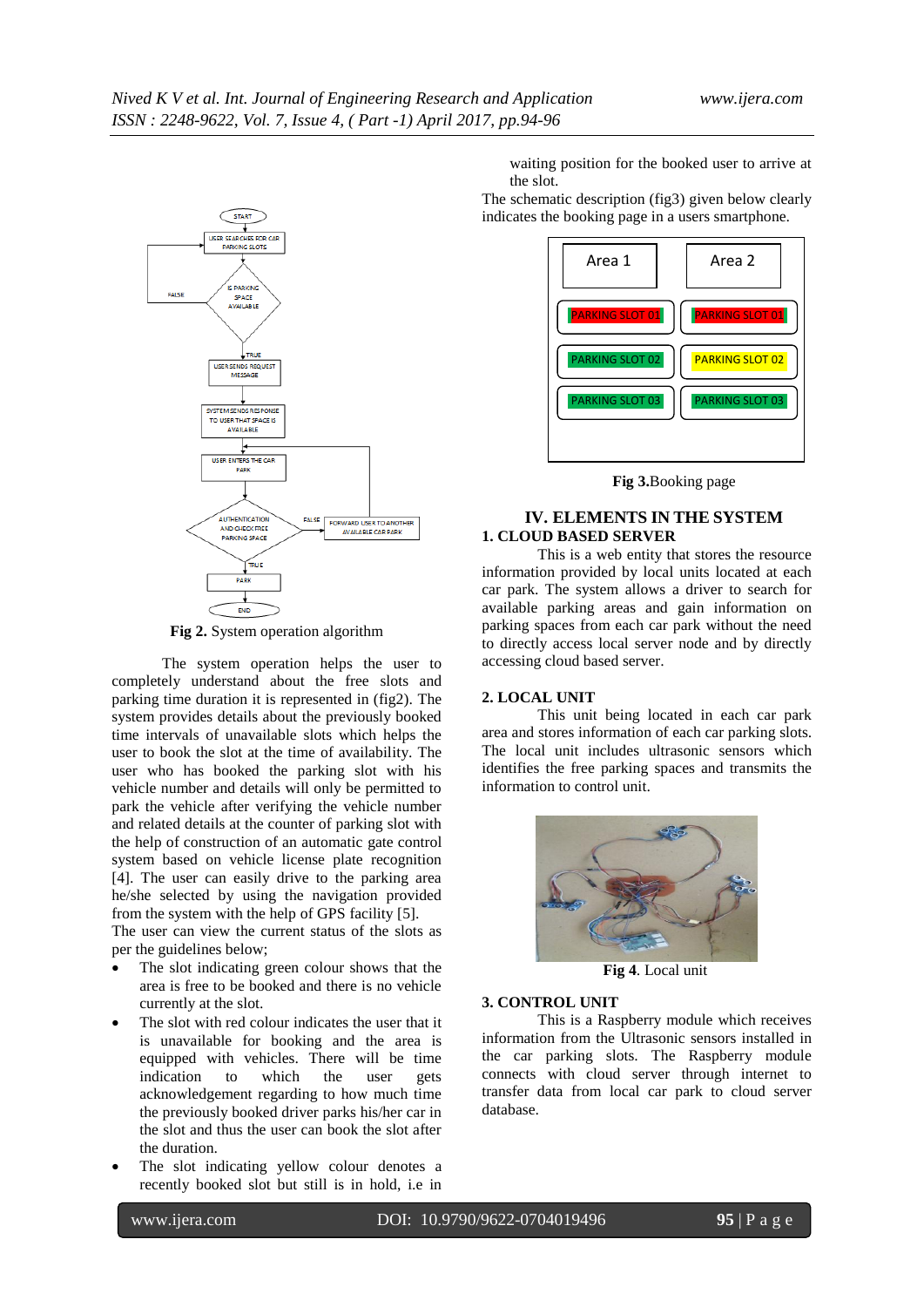Fig 2. System operation algorithm

The system operation helps the user to completely understand about the free slots and parking time duration it is represented in (fig2). The system provides details about the previously booked time intervals of unavailable slots which helps the user to book the slot at the time of availability. The user who has booked the parking slot with his vehicle number and details will only be permitted to park the vehicle after verifying the vehicle number and related details at the counter of parking slot with the help of construction of an automatic gate control system based on vehicle license plate recognition [4]. The user can easily drive to the parking area he/she selected by using the navigation provided from the system with the help of GPS facility [5].
The user can view the current status of the slots as per the guidelines below;

- The slot indicating green colour shows that the area is free to be booked and there is no vehicle currently at the slot.
- The slot with red colour indicates the user that it is unavailable for booking and the area is equipped with vehicles. There will be time indication to which the user gets acknowledgement regarding to how much time the previously booked driver parks his/her car in the slot and thus the user can book the slot after the duration.
- The slot indicating yellow colour denotes a recently booked slot but still is in hold, i.e in waiting position for the booked user to arrive at the slot.

The schematic description (fig3) given below clearly indicates the booking page in a users smartphone.

| Area 1 | Area 2 |
|---|---|
| PARKING SLOT 01 | PARKING SLOT 01 |
| PARKING SLOT 02 | PARKING SLOT 02 |
| PARKING SLOT 03 | PARKING SLOT 03 |

Fig 3.Booking page

## IV. ELEMENTS IN THE SYSTEM

### 1. CLOUD BASED SERVER

This is a web entity that stores the resource information provided by local units located at each car park. The system allows a driver to search for available parking areas and gain information on parking spaces from each car park without the need to directly access local server node and by directly accessing cloud based server.

### 2. LOCAL UNIT

This unit being located in each car park area and stores information of each car parking slots. The local unit includes ultrasonic sensors which identifies the free parking spaces and transmits the information to control unit.

Fig 4. Local unit

### 3. CONTROL UNIT

This is a Raspberry module which receives information from the Ultrasonic sensors installed in the car parking slots. The Raspberry module connects with cloud server through internet to transfer data from local car park to cloud server database.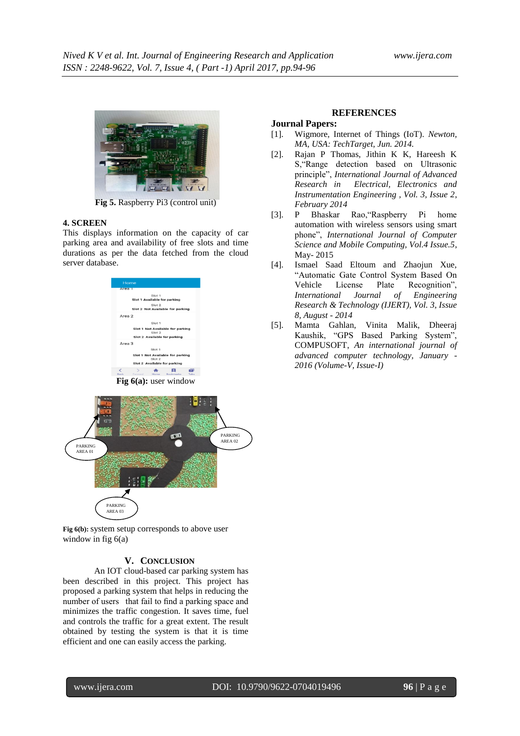**Fig 5.** Raspberry Pi3 (control unit)

### 4. SCREEN

This displays information on the capacity of car parking area and availability of free slots and time durations as per the data fetched from the cloud server database.

**Fig 6(a):** user window

**Fig 6(b):** system setup corresponds to above user window in fig 6(a)

## V. CONCLUSION

An IOT cloud-based car parking system has been described in this project. This project has proposed a parking system that helps in reducing the number of users that fail to find a parking space and minimizes the traffic congestion. It saves time, fuel and controls the traffic for a great extent. The result obtained by testing the system is that it is time efficient and one can easily access the parking.

## REFERENCES

### Journal Papers:

[1]. Wigmore, Internet of Things (IoT). *Newton, MA, USA: TechTarget, Jun. 2014.*

[2]. Rajan P Thomas, Jithin K K, Hareesh K S,"Range detection based on Ultrasonic principle", *International Journal of Advanced Research in Electrical, Electronics and Instrumentation Engineering , Vol. 3, Issue 2, February 2014*

[3]. P Bhaskar Rao,"Raspberry Pi home automation with wireless sensors using smart phone", *International Journal of Computer Science and Mobile Computing, Vol.4 Issue.5*, May- 2015

[4]. Ismael Saad Eltoum and Zhaojun Xue, "Automatic Gate Control System Based On Vehicle License Plate Recognition", *International Journal of Engineering Research & Technology (IJERT), Vol. 3, Issue 8, August - 2014*

[5]. Mamta Gahlan, Vinita Malik, Dheeraj Kaushik, "GPS Based Parking System", COMPUSOFT, *An international journal of advanced computer technology, January - 2016 (Volume-V, Issue-I)*